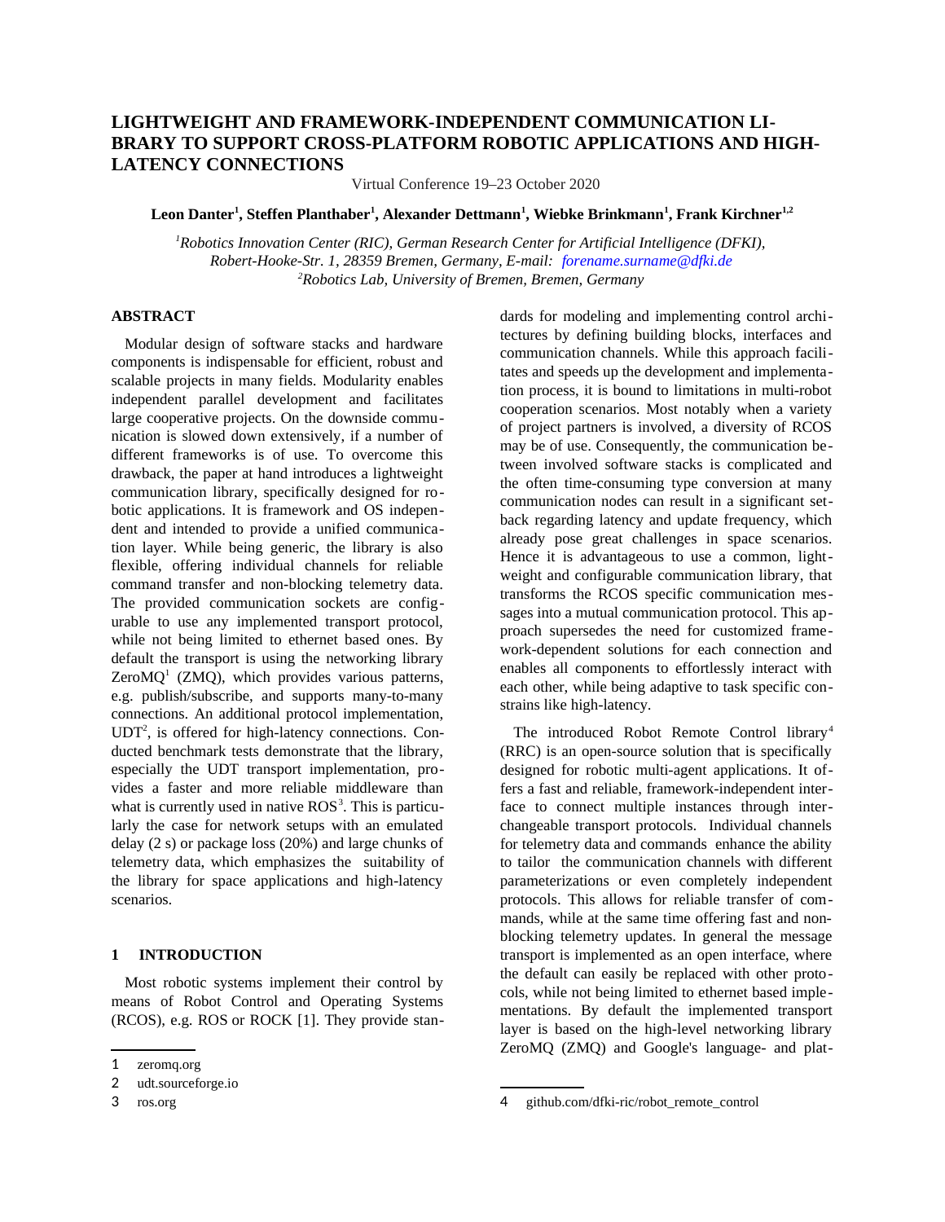# LIGHTWEIGHT AND FRAMEWORK-INDEPENDENT COMMUNICATION LIBRARY TO SUPPORT CROSS-PLATFORM ROBOTIC APPLICATIONS AND HIGH-LATENCY CONNECTIONS

Virtual Conference 19–23 October 2020

**Leon Danter[1], Steffen Planthaber[1], Alexander Dettmann[1], Wiebke Brinkmann[1], Frank Kirchner[1,2]**

*[1]Robotics Innovation Center (RIC), German Research Center for Artificial Intelligence (DFKI), Robert-Hooke-Str. 1, 28359 Bremen, Germany, E-mail: forename.surname@dfki.de*
*[2]Robotics Lab, University of Bremen, Bremen, Germany*

## ABSTRACT

Modular design of software stacks and hardware components is indispensable for efficient, robust and scalable projects in many fields. Modularity enables independent parallel development and facilitates large cooperative projects. On the downside communication is slowed down extensively, if a number of different frameworks is of use. To overcome this drawback, the paper at hand introduces a lightweight communication library, specifically designed for robotic applications. It is framework and OS independent and intended to provide a unified communication layer. While being generic, the library is also flexible, offering individual channels for reliable command transfer and non-blocking telemetry data. The provided communication sockets are configurable to use any implemented transport protocol, while not being limited to ethernet based ones. By default the transport is using the networking library ZeroMQ[1] (ZMQ), which provides various patterns, e.g. publish/subscribe, and supports many-to-many connections. An additional protocol implementation, UDT[2], is offered for high-latency connections. Conducted benchmark tests demonstrate that the library, especially the UDT transport implementation, provides a faster and more reliable middleware than what is currently used in native ROS[3]. This is particularly the case for network setups with an emulated delay (2 s) or package loss (20%) and large chunks of telemetry data, which emphasizes the suitability of the library for space applications and high-latency scenarios.

## 1 INTRODUCTION

Most robotic systems implement their control by means of Robot Control and Operating Systems (RCOS), e.g. ROS or ROCK [1]. They provide standards for modeling and implementing control architectures by defining building blocks, interfaces and communication channels. While this approach facilitates and speeds up the development and implementation process, it is bound to limitations in multi-robot cooperation scenarios. Most notably when a variety of project partners is involved, a diversity of RCOS may be of use. Consequently, the communication between involved software stacks is complicated and the often time-consuming type conversion at many communication nodes can result in a significant setback regarding latency and update frequency, which already pose great challenges in space scenarios. Hence it is advantageous to use a common, lightweight and configurable communication library, that transforms the RCOS specific communication messages into a mutual communication protocol. This approach supersedes the need for customized framework-dependent solutions for each connection and enables all components to effortlessly interact with each other, while being adaptive to task specific constrains like high-latency.

The introduced Robot Remote Control library[4] (RRC) is an open-source solution that is specifically designed for robotic multi-agent applications. It offers a fast and reliable, framework-independent interface to connect multiple instances through interchangeable transport protocols. Individual channels for telemetry data and commands enhance the ability to tailor the communication channels with different parameterizations or even completely independent protocols. This allows for reliable transfer of commands, while at the same time offering fast and non-blocking telemetry updates. In general the message transport is implemented as an open interface, where the default can easily be replaced with other protocols, while not being limited to ethernet based implementations. By default the implemented transport layer is based on the high-level networking library ZeroMQ (ZMQ) and Google's language- and plat-

1 zeromq.org
2 udt.sourceforge.io
3 ros.org
4 github.com/dfki-ric/robot_remote_control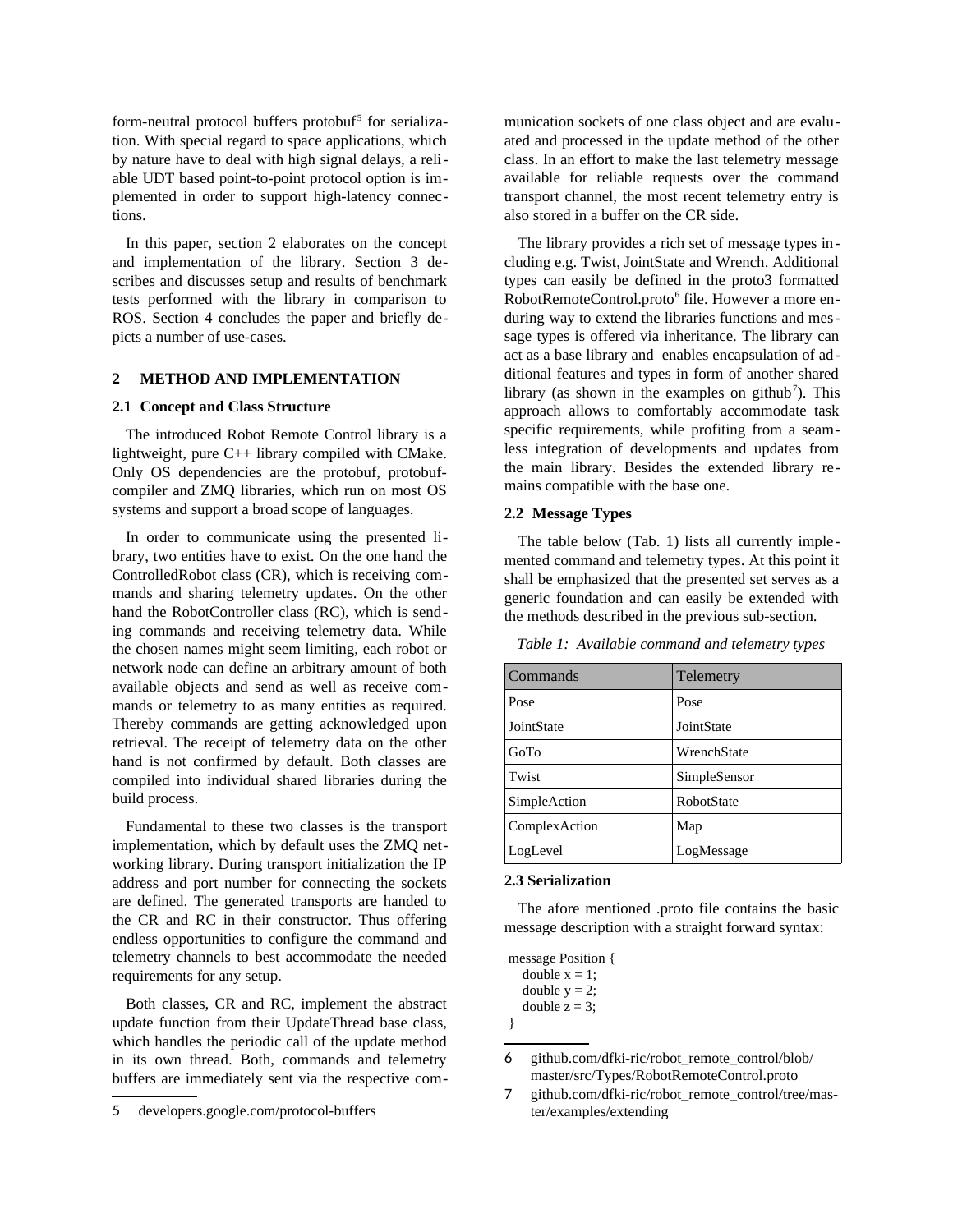form-neutral protocol buffers protobuf[5] for serialization. With special regard to space applications, which by nature have to deal with high signal delays, a reliable UDT based point-to-point protocol option is implemented in order to support high-latency connections.

In this paper, section 2 elaborates on the concept and implementation of the library. Section 3 describes and discusses setup and results of benchmark tests performed with the library in comparison to ROS. Section 4 concludes the paper and briefly depicts a number of use-cases.

## 2 METHOD AND IMPLEMENTATION

### 2.1 Concept and Class Structure

The introduced Robot Remote Control library is a lightweight, pure C++ library compiled with CMake. Only OS dependencies are the protobuf, protobuf-compiler and ZMQ libraries, which run on most OS systems and support a broad scope of languages.

In order to communicate using the presented library, two entities have to exist. On the one hand the ControlledRobot class (CR), which is receiving commands and sharing telemetry updates. On the other hand the RobotController class (RC), which is sending commands and receiving telemetry data. While the chosen names might seem limiting, each robot or network node can define an arbitrary amount of both available objects and send as well as receive commands or telemetry to as many entities as required. Thereby commands are getting acknowledged upon retrieval. The receipt of telemetry data on the other hand is not confirmed by default. Both classes are compiled into individual shared libraries during the build process.

Fundamental to these two classes is the transport implementation, which by default uses the ZMQ networking library. During transport initialization the IP address and port number for connecting the sockets are defined. The generated transports are handed to the CR and RC in their constructor. Thus offering endless opportunities to configure the command and telemetry channels to best accommodate the needed requirements for any setup.

Both classes, CR and RC, implement the abstract update function from their UpdateThread base class, which handles the periodic call of the update method in its own thread. Both, commands and telemetry buffers are immediately sent via the respective communication sockets of one class object and are evaluated and processed in the update method of the other class. In an effort to make the last telemetry message available for reliable requests over the command transport channel, the most recent telemetry entry is also stored in a buffer on the CR side.

The library provides a rich set of message types including e.g. Twist, JointState and Wrench. Additional types can easily be defined in the proto3 formatted RobotRemoteControl.proto[6] file. However a more enduring way to extend the libraries functions and message types is offered via inheritance. The library can act as a base library and enables encapsulation of additional features and types in form of another shared library (as shown in the examples on github[7]). This approach allows to comfortably accommodate task specific requirements, while profiting from a seamless integration of developments and updates from the main library. Besides the extended library remains compatible with the base one.

### 2.2 Message Types

The table below (Tab. 1) lists all currently implemented command and telemetry types. At this point it shall be emphasized that the presented set serves as a generic foundation and can easily be extended with the methods described in the previous sub-section.

*Table 1: Available command and telemetry types*

| Commands | Telemetry |
|---|---|
| Pose | Pose |
| JointState | JointState |
| GoTo | WrenchState |
| Twist | SimpleSensor |
| SimpleAction | RobotState |
| ComplexAction | Map |
| LogLevel | LogMessage |

### 2.3 Serialization

The afore mentioned .proto file contains the basic message description with a straight forward syntax:

```
message Position {
  double x = 1;
  double y = 2;
  double z = 3;
}
```

5 developers.google.com/protocol-buffers

6 github.com/dfki-ric/robot_remote_control/blob/master/src/Types/RobotRemoteControl.proto

7 github.com/dfki-ric/robot_remote_control/tree/master/examples/extending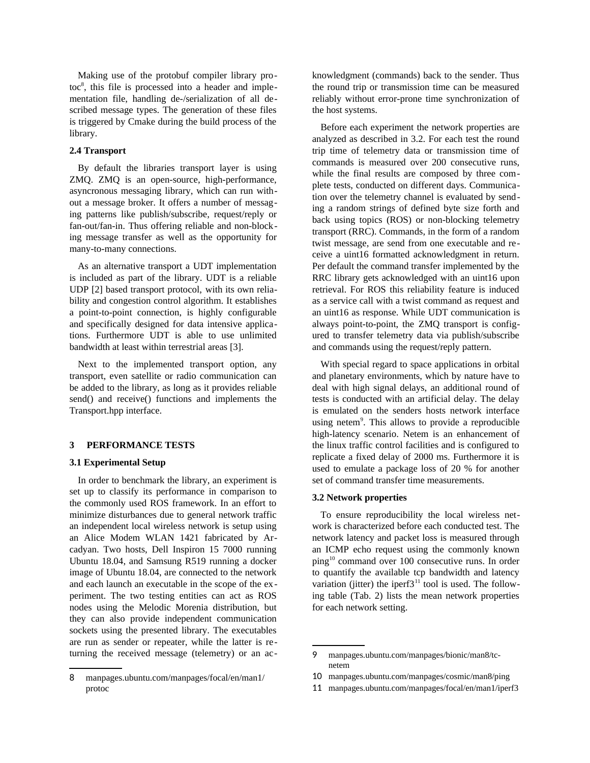Making use of the protobuf compiler library protoc[8], this file is processed into a header and implementation file, handling de-/serialization of all described message types. The generation of these files is triggered by Cmake during the build process of the library.

### 2.4 Transport

By default the libraries transport layer is using ZMQ. ZMQ is an open-source, high-performance, asyncronous messaging library, which can run without a message broker. It offers a number of messaging patterns like publish/subscribe, request/reply or fan-out/fan-in. Thus offering reliable and non-blocking message transfer as well as the opportunity for many-to-many connections.

As an alternative transport a UDT implementation is included as part of the library. UDT is a reliable UDP [2] based transport protocol, with its own reliability and congestion control algorithm. It establishes a point-to-point connection, is highly configurable and specifically designed for data intensive applications. Furthermore UDT is able to use unlimited bandwidth at least within terrestrial areas [3].

Next to the implemented transport option, any transport, even satellite or radio communication can be added to the library, as long as it provides reliable send() and receive() functions and implements the Transport.hpp interface.

## 3 PERFORMANCE TESTS

### 3.1 Experimental Setup

In order to benchmark the library, an experiment is set up to classify its performance in comparison to the commonly used ROS framework. In an effort to minimize disturbances due to general network traffic an independent local wireless network is setup using an Alice Modem WLAN 1421 fabricated by Arcadyan. Two hosts, Dell Inspiron 15 7000 running Ubuntu 18.04, and Samsung R519 running a docker image of Ubuntu 18.04, are connected to the network and each launch an executable in the scope of the experiment. The two testing entities can act as ROS nodes using the Melodic Morenia distribution, but they can also provide independent communication sockets using the presented library. The executables are run as sender or repeater, while the latter is returning the received message (telemetry) or an acknowledgment (commands) back to the sender. Thus the round trip or transmission time can be measured reliably without error-prone time synchronization of the host systems.

Before each experiment the network properties are analyzed as described in 3.2. For each test the round trip time of telemetry data or transmission time of commands is measured over 200 consecutive runs, while the final results are composed by three complete tests, conducted on different days. Communication over the telemetry channel is evaluated by sending a random strings of defined byte size forth and back using topics (ROS) or non-blocking telemetry transport (RRC). Commands, in the form of a random twist message, are send from one executable and receive a uint16 formatted acknowledgment in return. Per default the command transfer implemented by the RRC library gets acknowledged with an uint16 upon retrieval. For ROS this reliability feature is induced as a service call with a twist command as request and an uint16 as response. While UDT communication is always point-to-point, the ZMQ transport is configured to transfer telemetry data via publish/subscribe and commands using the request/reply pattern.

With special regard to space applications in orbital and planetary environments, which by nature have to deal with high signal delays, an additional round of tests is conducted with an artificial delay. The delay is emulated on the senders hosts network interface using netem[9]. This allows to provide a reproducible high-latency scenario. Netem is an enhancement of the linux traffic control facilities and is configured to replicate a fixed delay of 2000 ms. Furthermore it is used to emulate a package loss of 20 % for another set of command transfer time measurements.

### 3.2 Network properties

To ensure reproducibility the local wireless network is characterized before each conducted test. The network latency and packet loss is measured through an ICMP echo request using the commonly known ping[10] command over 100 consecutive runs. In order to quantify the available tcp bandwidth and latency variation (jitter) the iperf3[11] tool is used. The following table (Tab. 2) lists the mean network properties for each network setting.

---

8 manpages.ubuntu.com/manpages/focal/en/man1/protoc

9 manpages.ubuntu.com/manpages/bionic/man8/tc-netem

10 manpages.ubuntu.com/manpages/cosmic/man8/ping

11 manpages.ubuntu.com/manpages/focal/en/man1/iperf3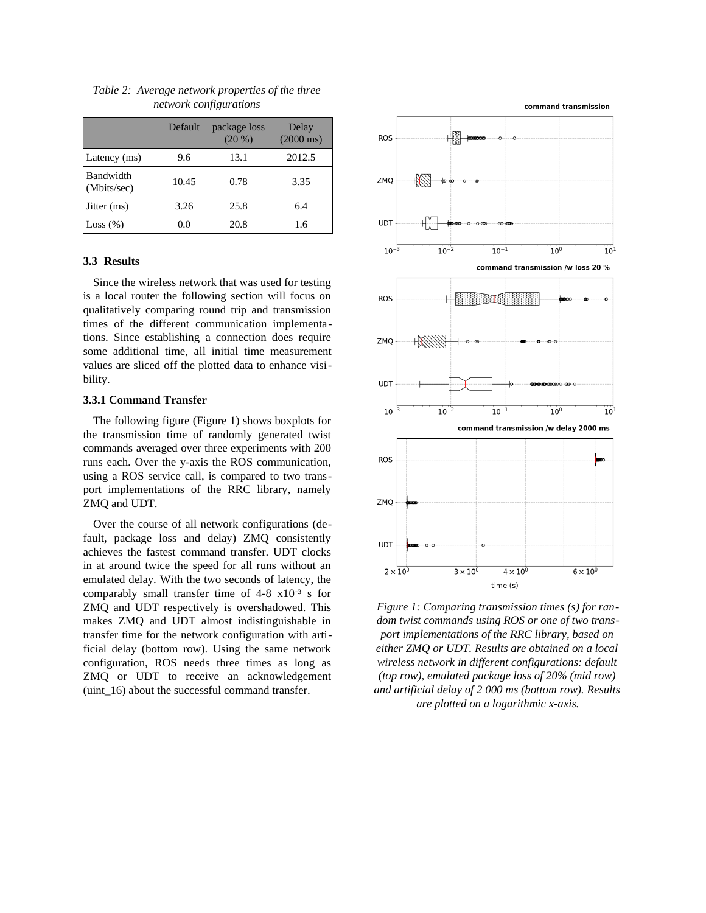*Table 2: Average network properties of the three network configurations*

| | Default | package loss (20 %) | Delay (2000 ms) |
|---|---|---|---|
| Latency (ms) | 9.6 | 13.1 | 2012.5 |
| Bandwidth (Mbits/sec) | 10.45 | 0.78 | 3.35 |
| Jitter (ms) | 3.26 | 25.8 | 6.4 |
| Loss (%) | 0.0 | 20.8 | 1.6 |

### 3.3 Results

Since the wireless network that was used for testing is a local router the following section will focus on qualitatively comparing round trip and transmission times of the different communication implementations. Since establishing a connection does require some additional time, all initial time measurement values are sliced off the plotted data to enhance visibility.

#### 3.3.1 Command Transfer

The following figure (Figure 1) shows boxplots for the transmission time of randomly generated twist commands averaged over three experiments with 200 runs each. Over the y-axis the ROS communication, using a ROS service call, is compared to two transport implementations of the RRC library, namely ZMQ and UDT.

Over the course of all network configurations (default, package loss and delay) ZMQ consistently achieves the fastest command transfer. UDT clocks in at around twice the speed for all runs without an emulated delay. With the two seconds of latency, the comparably small transfer time of 4-8 $x10^{-3}$ s for ZMQ and UDT respectively is overshadowed. This makes ZMQ and UDT almost indistinguishable in transfer time for the network configuration with artificial delay (bottom row). Using the same network configuration, ROS needs three times as long as ZMQ or UDT to receive an acknowledgement (uint_16) about the successful command transfer.

*Figure 1: Comparing transmission times (s) for random twist commands using ROS or one of two transport implementations of the RRC library, based on either ZMQ or UDT. Results are obtained on a local wireless network in different configurations: default (top row), emulated package loss of 20% (mid row) and artificial delay of 2 000 ms (bottom row). Results are plotted on a logarithmic x-axis.*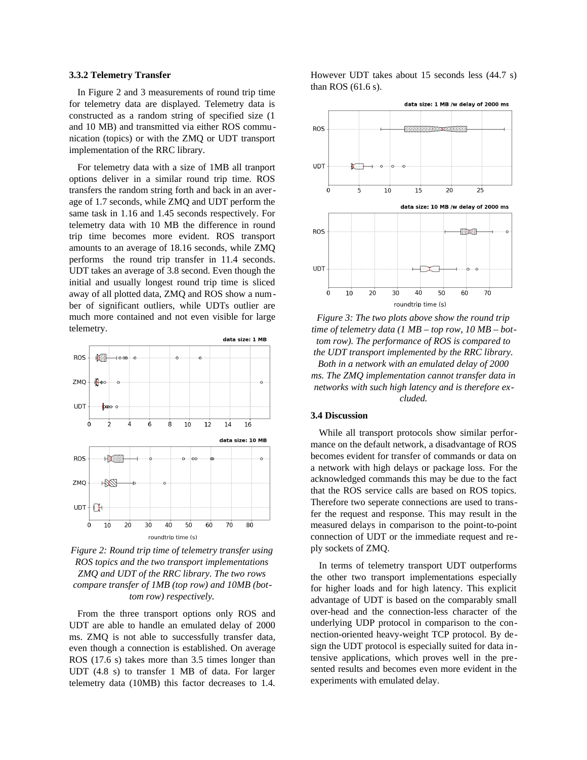### 3.3.2 Telemetry Transfer

In Figure 2 and 3 measurements of round trip time for telemetry data are displayed. Telemetry data is constructed as a random string of specified size (1 and 10 MB) and transmitted via either ROS communication (topics) or with the ZMQ or UDT transport implementation of the RRC library.

For telemetry data with a size of 1MB all tranport options deliver in a similar round trip time. ROS transfers the random string forth and back in an average of 1.7 seconds, while ZMQ and UDT perform the same task in 1.16 and 1.45 seconds respectively. For telemetry data with 10 MB the difference in round trip time becomes more evident. ROS transport amounts to an average of 18.16 seconds, while ZMQ performs the round trip transfer in 11.4 seconds. UDT takes an average of 3.8 second. Even though the initial and usually longest round trip time is sliced away of all plotted data, ZMQ and ROS show a number of significant outliers, while UDTs outlier are much more contained and not even visible for large telemetry.

*Figure 2: Round trip time of telemetry transfer using ROS topics and the two transport implementations ZMQ and UDT of the RRC library. The two rows compare transfer of 1MB (top row) and 10MB (bottom row) respectively.*

From the three transport options only ROS and UDT are able to handle an emulated delay of 2000 ms. ZMQ is not able to successfully transfer data, even though a connection is established. On average ROS (17.6 s) takes more than 3.5 times longer than UDT (4.8 s) to transfer 1 MB of data. For larger telemetry data (10MB) this factor decreases to 1.4. However UDT takes about 15 seconds less (44.7 s) than ROS (61.6 s).

*Figure 3: The two plots above show the round trip time of telemetry data (1 MB – top row, 10 MB – bottom row). The performance of ROS is compared to the UDT transport implemented by the RRC library. Both in a network with an emulated delay of 2000 ms. The ZMQ implementation cannot transfer data in networks with such high latency and is therefore excluded.*

### 3.4 Discussion

While all transport protocols show similar performance on the default network, a disadvantage of ROS becomes evident for transfer of commands or data on a network with high delays or package loss. For the acknowledged commands this may be due to the fact that the ROS service calls are based on ROS topics. Therefore two seperate connections are used to transfer the request and response. This may result in the measured delays in comparison to the point-to-point connection of UDT or the immediate request and reply sockets of ZMQ.

In terms of telemetry transport UDT outperforms the other two transport implementations especially for higher loads and for high latency. This explicit advantage of UDT is based on the comparably small over-head and the connection-less character of the underlying UDP protocol in comparison to the connection-oriented heavy-weight TCP protocol. By design the UDT protocol is especially suited for data intensive applications, which proves well in the presented results and becomes even more evident in the experiments with emulated delay.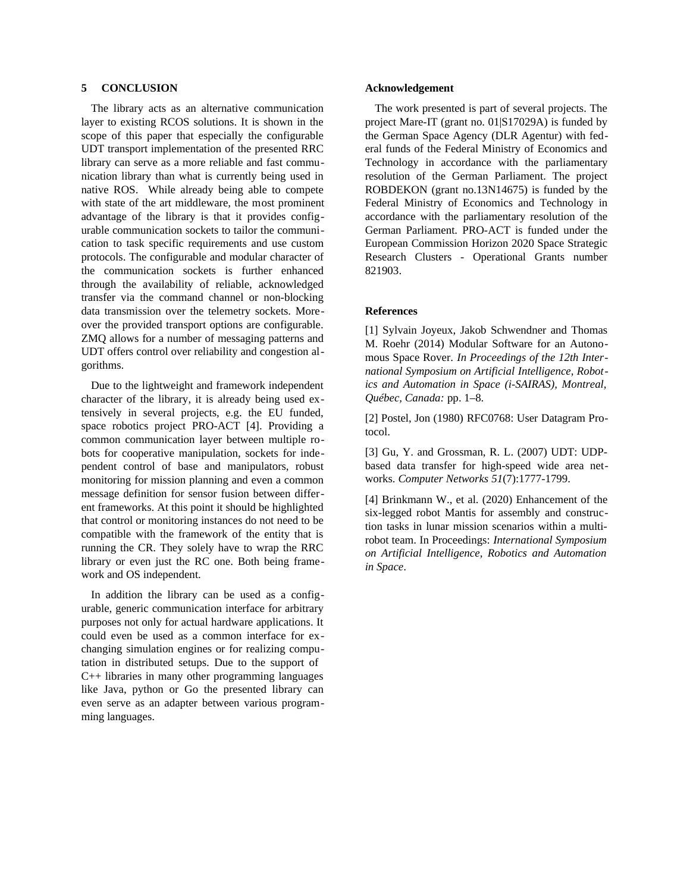## 5 CONCLUSION

The library acts as an alternative communication layer to existing RCOS solutions. It is shown in the scope of this paper that especially the configurable UDT transport implementation of the presented RRC library can serve as a more reliable and fast communication library than what is currently being used in native ROS. While already being able to compete with state of the art middleware, the most prominent advantage of the library is that it provides configurable communication sockets to tailor the communication to task specific requirements and use custom protocols. The configurable and modular character of the communication sockets is further enhanced through the availability of reliable, acknowledged transfer via the command channel or non-blocking data transmission over the telemetry sockets. Moreover the provided transport options are configurable. ZMQ allows for a number of messaging patterns and UDT offers control over reliability and congestion algorithms.

Due to the lightweight and framework independent character of the library, it is already being used extensively in several projects, e.g. the EU funded, space robotics project PRO-ACT [4]. Providing a common communication layer between multiple robots for cooperative manipulation, sockets for independent control of base and manipulators, robust monitoring for mission planning and even a common message definition for sensor fusion between different frameworks. At this point it should be highlighted that control or monitoring instances do not need to be compatible with the framework of the entity that is running the CR. They solely have to wrap the RRC library or even just the RC one. Both being framework and OS independent.

In addition the library can be used as a configurable, generic communication interface for arbitrary purposes not only for actual hardware applications. It could even be used as a common interface for exchanging simulation engines or for realizing computation in distributed setups. Due to the support of C++ libraries in many other programming languages like Java, python or Go the presented library can even serve as an adapter between various programming languages.

### Acknowledgement

The work presented is part of several projects. The project Mare-IT (grant no. 01|S17029A) is funded by the German Space Agency (DLR Agentur) with federal funds of the Federal Ministry of Economics and Technology in accordance with the parliamentary resolution of the German Parliament. The project ROBDEKON (grant no.13N14675) is funded by the Federal Ministry of Economics and Technology in accordance with the parliamentary resolution of the German Parliament. PRO-ACT is funded under the European Commission Horizon 2020 Space Strategic Research Clusters - Operational Grants number 821903.

### References

[1] Sylvain Joyeux, Jakob Schwendner and Thomas M. Roehr (2014) Modular Software for an Autonomous Space Rover. *In Proceedings of the 12th International Symposium on Artificial Intelligence, Robotics and Automation in Space (i-SAIRAS), Montreal, Québec, Canada:* pp. 1–8.

[2] Postel, Jon (1980) RFC0768: User Datagram Protocol.

[3] Gu, Y. and Grossman, R. L. (2007) UDT: UDP-based data transfer for high-speed wide area networks. *Computer Networks 51*(7):1777-1799.

[4] Brinkmann W., et al. (2020) Enhancement of the six-legged robot Mantis for assembly and construction tasks in lunar mission scenarios within a multi-robot team. In Proceedings: *International Symposium on Artificial Intelligence, Robotics and Automation in Space*.